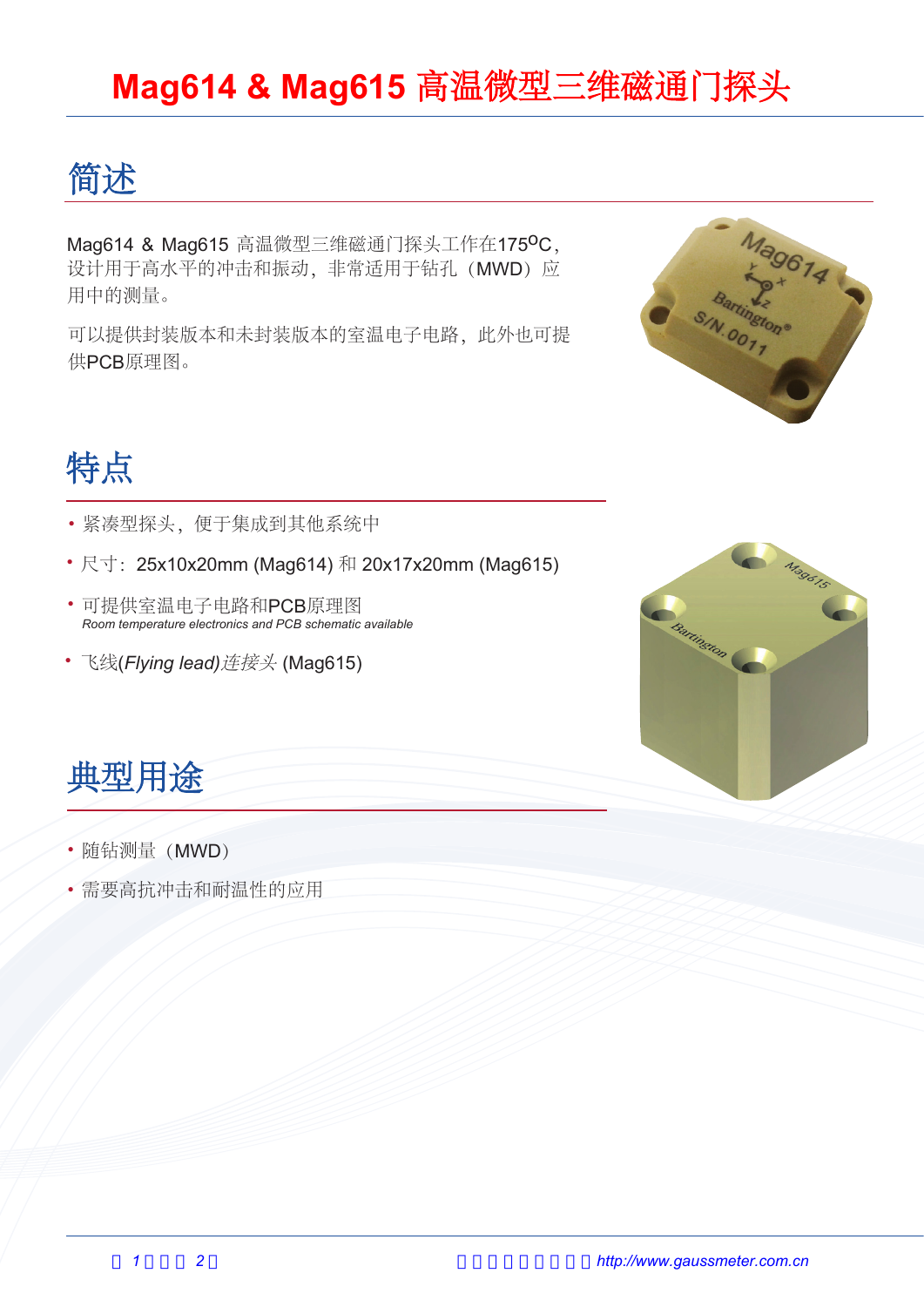# Mag614 & Mag615 高温微型三维磁通门探头

## 简述

Mag614 & Mag615 高温微型三维磁通门探头工作在175$^{O}$C，设计用于高水平的冲击和振动，非常适用于钻孔（MWD）应用中的测量。

可以提供封装版本和未封装版本的室温电子电路，此外也可提供PCB原理图。

## 特点

- 紧凑型探头，便于集成到其他系统中
- 尺寸：25x10x20mm (Mag614) 和 20x17x20mm (Mag615)
- 可提供室温电子电路和PCB原理图
  *Room temperature electronics and PCB schematic available*
- 飞线(*Flying lead)连接头* (Mag615)

## 典型用途

- 随钻测量（MWD）
- 需要高抗冲击和耐温性的应用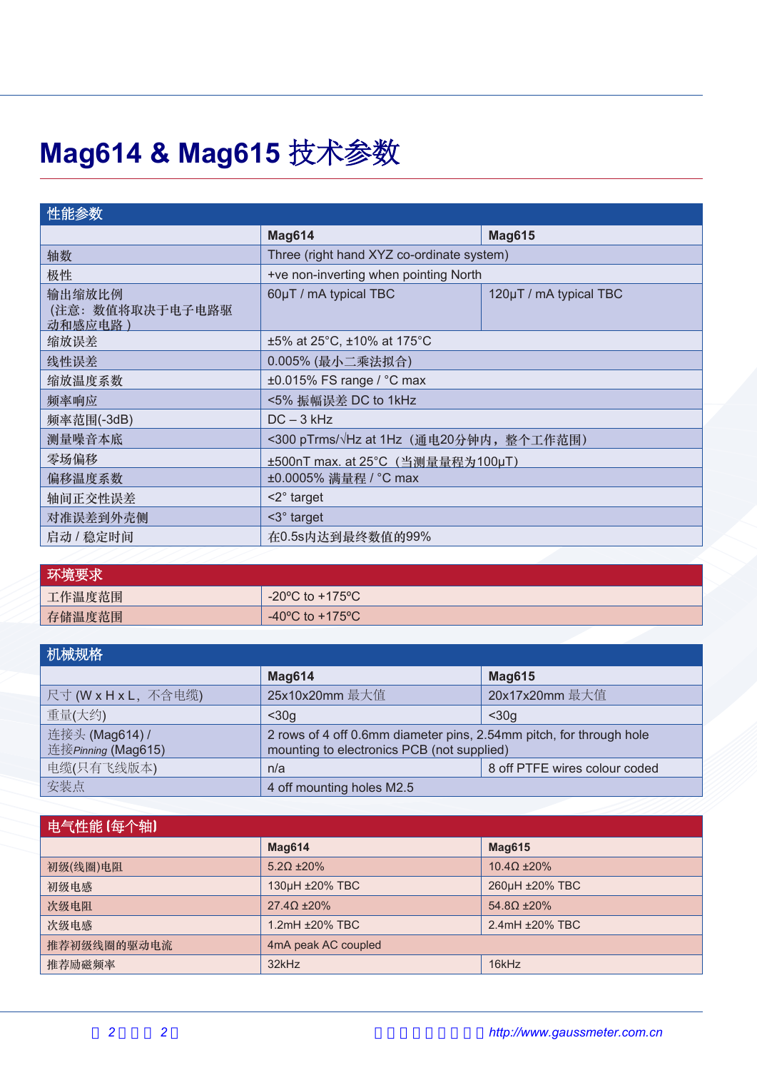# Mag614 & Mag615 技术参数

| 性能参数 | | |
|---|---|---|
| | **Mag614** | **Mag615** |
| 轴数 | Three (right hand XYZ co-ordinate system) | |
| 极性 | +ve non-inverting when pointing North | |
| 输出缩放比例<br>(注意：数值将取决于电子电路驱动和感应电路) | 60µT / mA typical TBC | 120µT / mA typical TBC |
| 缩放误差 | ±5% at 25°C, ±10% at 175°C | |
| 线性误差 | 0.005% (最小二乘法拟合) | |
| 缩放温度系数 | ±0.015% FS range / °C max | |
| 频率响应 | <5% 振幅误差 DC to 1kHz | |
| 频率范围(-3dB) | DC – 3 kHz | |
| 测量噪音本底 | <300 pTrms/√Hz at 1Hz（通电20分钟内，整个工作范围） | |
| 零场偏移 | ±500nT max. at 25°C（当测量量程为100µT） | |
| 偏移温度系数 | ±0.0005% 满量程 / °C max | |
| 轴间正交性误差 | <2° target | |
| 对准误差到外壳侧 | <3° target | |
| 启动 / 稳定时间 | 在0.5s内达到最终数值的99% | |

| 环境要求 | |
|---|---|
| 工作温度范围 | -20ºC to +175ºC |
| 存储温度范围 | -40ºC to +175ºC |

| 机械规格 | | |
|---|---|---|
| | **Mag614** | **Mag615** |
| 尺寸 (W x H x L，不含电缆) | 25x10x20mm 最大值 | 20x17x20mm 最大值 |
| 重量(大约) | <30g | <30g |
| 连接头 (Mag614) /<br>连接*Pinning* (Mag615) | 2 rows of 4 off 0.6mm diameter pins, 2.54mm pitch, for through hole mounting to electronics PCB (not supplied) | |
| 电缆(只有飞线版本) | n/a | 8 off PTFE wires colour coded |
| 安装点 | 4 off mounting holes M2.5 | |

| 电气性能 (每个轴) | | |
|---|---|---|
| | **Mag614** | **Mag615** |
| 初级(线圈)电阻 | 5.2Ω ±20% | 10.4Ω ±20% |
| 初级电感 | 130µH ±20% TBC | 260µH ±20% TBC |
| 次级电阻 | 27.4Ω ±20% | 54.8Ω ±20% |
| 次级电感 | 1.2mH ±20% TBC | 2.4mH ±20% TBC |
| 推荐初级线圈的驱动电流 | 4mA peak AC coupled | |
| 推荐励磁频率 | 32kHz | 16kHz |

*http://www.gaussmeter.com.cn*